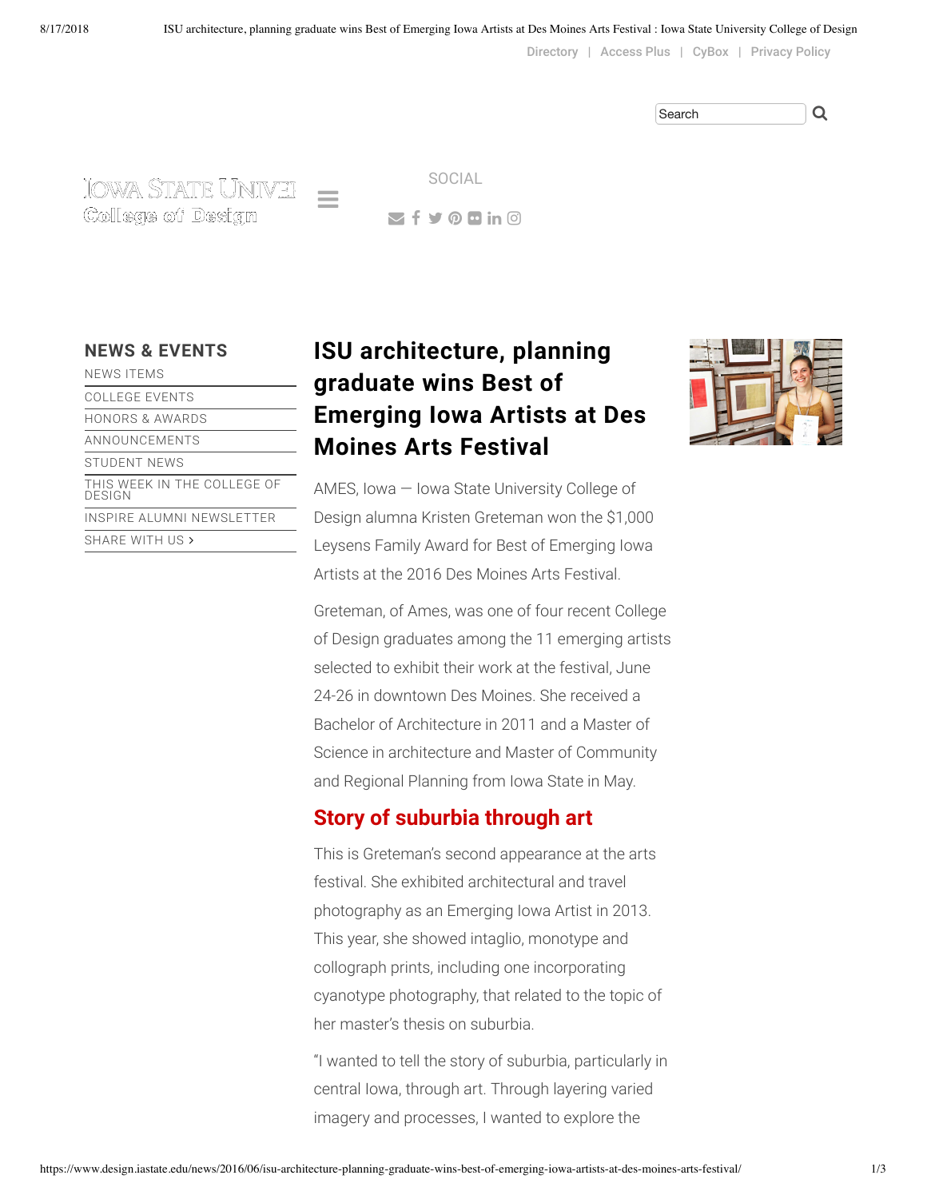Directory | Access Plus | CyBox | Privacy Policy

Search

Iowa State University College of Design

SOCIAL

## NEWS & EVENTS

- NEWS ITEMS
- COLLEGE EVENTS
- HONORS & AWARDS
- ANNOUNCEMENTS
- STUDENT NEWS
- THIS WEEK IN THE COLLEGE OF DESIGN
- INSPIRE ALUMNI NEWSLETTER
- SHARE WITH US ›

# ISU architecture, planning graduate wins Best of Emerging Iowa Artists at Des Moines Arts Festival

AMES, Iowa — Iowa State University College of Design alumna Kristen Greteman won the $1,000 Leysens Family Award for Best of Emerging Iowa Artists at the 2016 Des Moines Arts Festival.

Greteman, of Ames, was one of four recent College of Design graduates among the 11 emerging artists selected to exhibit their work at the festival, June 24-26 in downtown Des Moines. She received a Bachelor of Architecture in 2011 and a Master of Science in architecture and Master of Community and Regional Planning from Iowa State in May.

## Story of suburbia through art

This is Greteman's second appearance at the arts festival. She exhibited architectural and travel photography as an Emerging Iowa Artist in 2013. This year, she showed intaglio, monotype and collograph prints, including one incorporating cyanotype photography, that related to the topic of her master's thesis on suburbia.

"I wanted to tell the story of suburbia, particularly in central Iowa, through art. Through layering varied imagery and processes, I wanted to explore the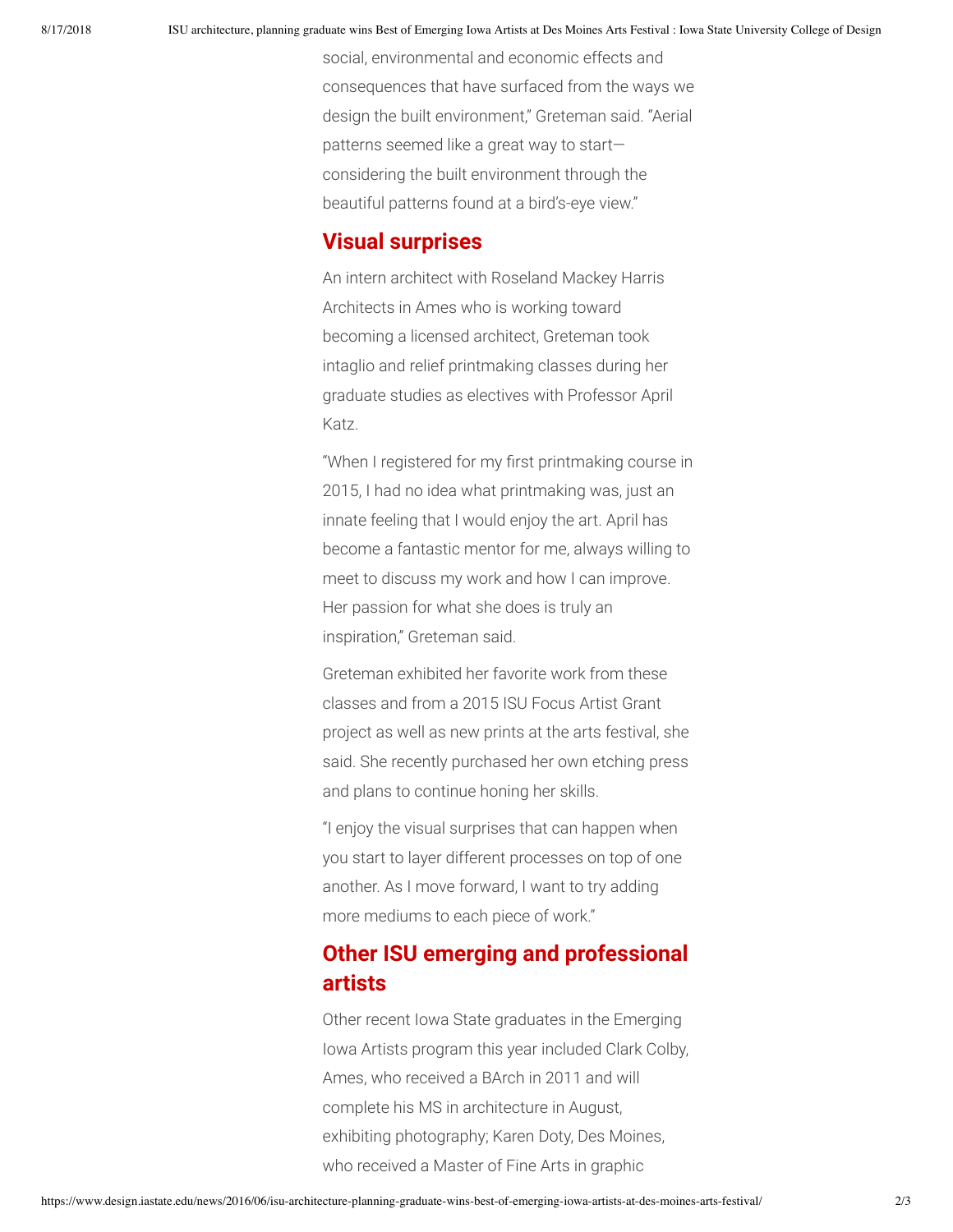social, environmental and economic effects and consequences that have surfaced from the ways we design the built environment," Greteman said. "Aerial patterns seemed like a great way to start—considering the built environment through the beautiful patterns found at a bird's-eye view."

## Visual surprises

An intern architect with Roseland Mackey Harris Architects in Ames who is working toward becoming a licensed architect, Greteman took intaglio and relief printmaking classes during her graduate studies as electives with Professor April Katz.

"When I registered for my first printmaking course in 2015, I had no idea what printmaking was, just an innate feeling that I would enjoy the art. April has become a fantastic mentor for me, always willing to meet to discuss my work and how I can improve. Her passion for what she does is truly an inspiration," Greteman said.

Greteman exhibited her favorite work from these classes and from a 2015 ISU Focus Artist Grant project as well as new prints at the arts festival, she said. She recently purchased her own etching press and plans to continue honing her skills.

"I enjoy the visual surprises that can happen when you start to layer different processes on top of one another. As I move forward, I want to try adding more mediums to each piece of work."

## Other ISU emerging and professional artists

Other recent Iowa State graduates in the Emerging Iowa Artists program this year included Clark Colby, Ames, who received a BArch in 2011 and will complete his MS in architecture in August, exhibiting photography; Karen Doty, Des Moines, who received a Master of Fine Arts in graphic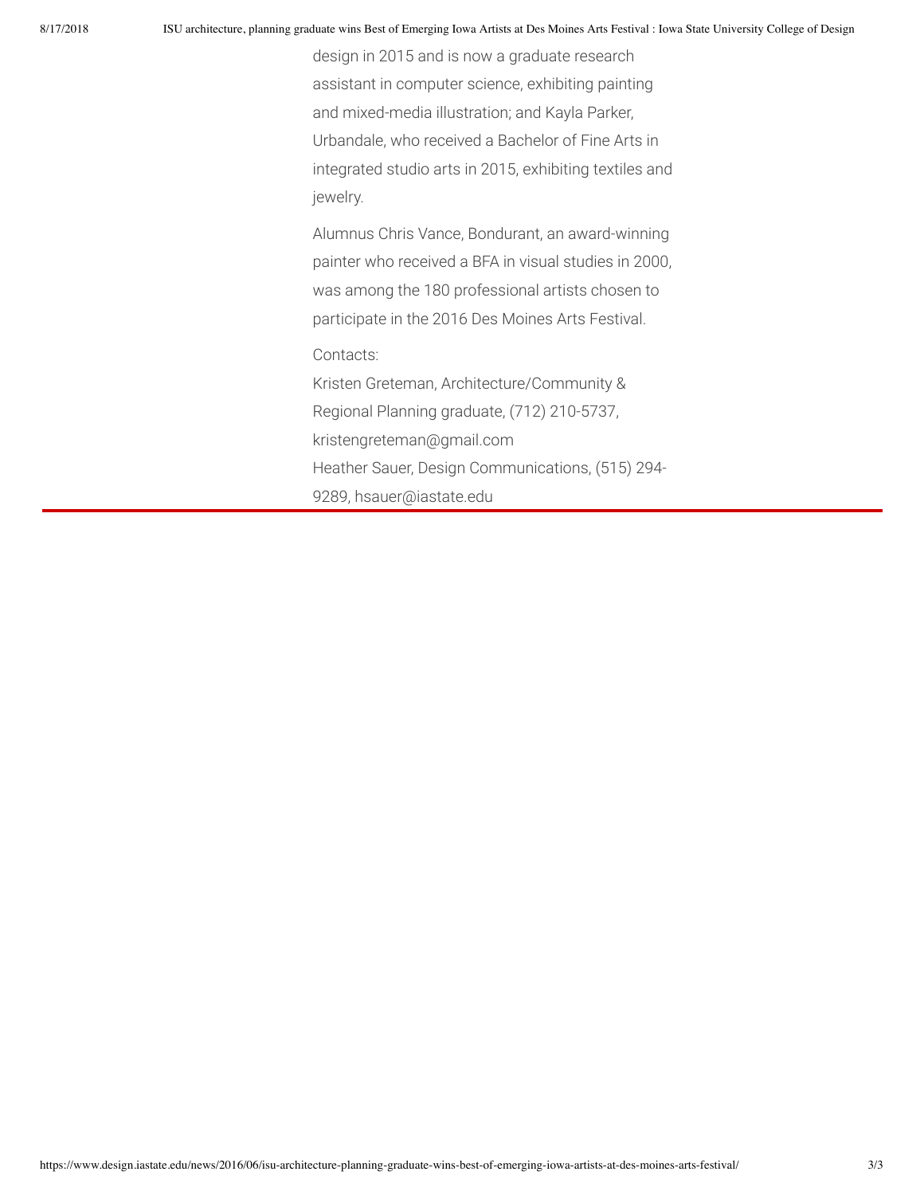design in 2015 and is now a graduate research assistant in computer science, exhibiting painting and mixed-media illustration; and Kayla Parker, Urbandale, who received a Bachelor of Fine Arts in integrated studio arts in 2015, exhibiting textiles and jewelry.

Alumnus Chris Vance, Bondurant, an award-winning painter who received a BFA in visual studies in 2000, was among the 180 professional artists chosen to participate in the 2016 Des Moines Arts Festival.

Contacts:
Kristen Greteman, Architecture/Community & Regional Planning graduate, (712) 210-5737, kristengreteman@gmail.com
Heather Sauer, Design Communications, (515) 294-9289, hsauer@iastate.edu